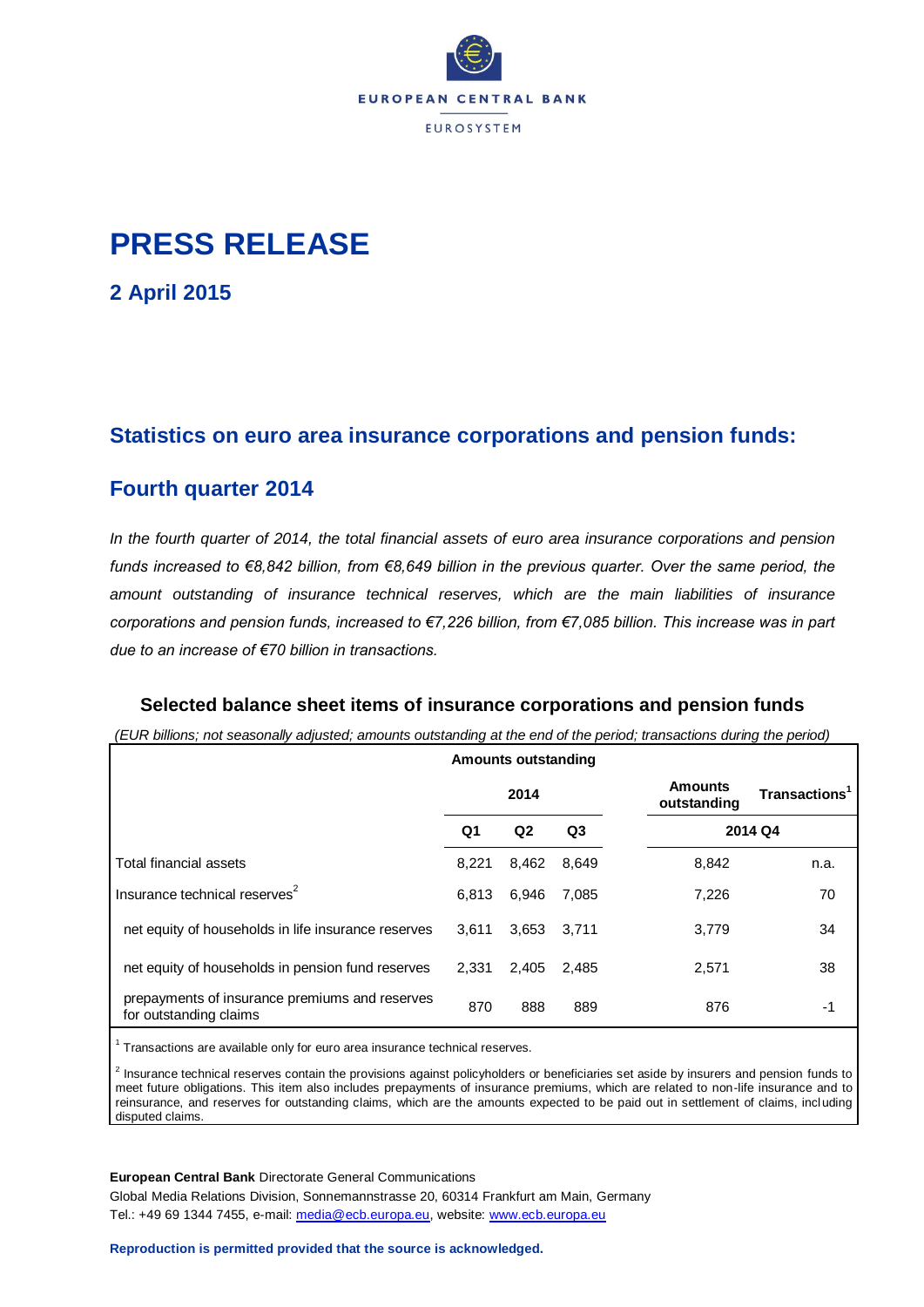EUROPEAN CENTRAL BANK

EUROSYSTEM

# PRESS RELEASE

## 2 April 2015

## Statistics on euro area insurance corporations and pension funds:

## Fourth quarter 2014

*In the fourth quarter of 2014, the total financial assets of euro area insurance corporations and pension funds increased to €8,842 billion, from €8,649 billion in the previous quarter. Over the same period, the amount outstanding of insurance technical reserves, which are the main liabilities of insurance corporations and pension funds, increased to €7,226 billion, from €7,085 billion. This increase was in part due to an increase of €70 billion in transactions.*

### Selected balance sheet items of insurance corporations and pension funds

*(EUR billions; not seasonally adjusted; amounts outstanding at the end of the period; transactions during the period)*

| | Amounts outstanding | | | | |
|---|---|---|---|---|---|
| | 2014 | | | Amounts outstanding | Transactions[1] |
| | Q1 | Q2 | Q3 | 2014 Q4 | |
| Total financial assets | 8,221 | 8,462 | 8,649 | 8,842 | n.a. |
| Insurance technical reserves[2] | 6,813 | 6,946 | 7,085 | 7,226 | 70 |
| net equity of households in life insurance reserves | 3,611 | 3,653 | 3,711 | 3,779 | 34 |
| net equity of households in pension fund reserves | 2,331 | 2,405 | 2,485 | 2,571 | 38 |
| prepayments of insurance premiums and reserves for outstanding claims | 870 | 888 | 889 | 876 | -1 |

[1] Transactions are available only for euro area insurance technical reserves.

[2] Insurance technical reserves contain the provisions against policyholders or beneficiaries set aside by insurers and pension funds to meet future obligations. This item also includes prepayments of insurance premiums, which are related to non-life insurance and to reinsurance, and reserves for outstanding claims, which are the amounts expected to be paid out in settlement of claims, including disputed claims.

**European Central Bank** Directorate General Communications
Global Media Relations Division, Sonnemannstrasse 20, 60314 Frankfurt am Main, Germany
Tel.: +49 69 1344 7455, e-mail: media@ecb.europa.eu, website: www.ecb.europa.eu

**Reproduction is permitted provided that the source is acknowledged.**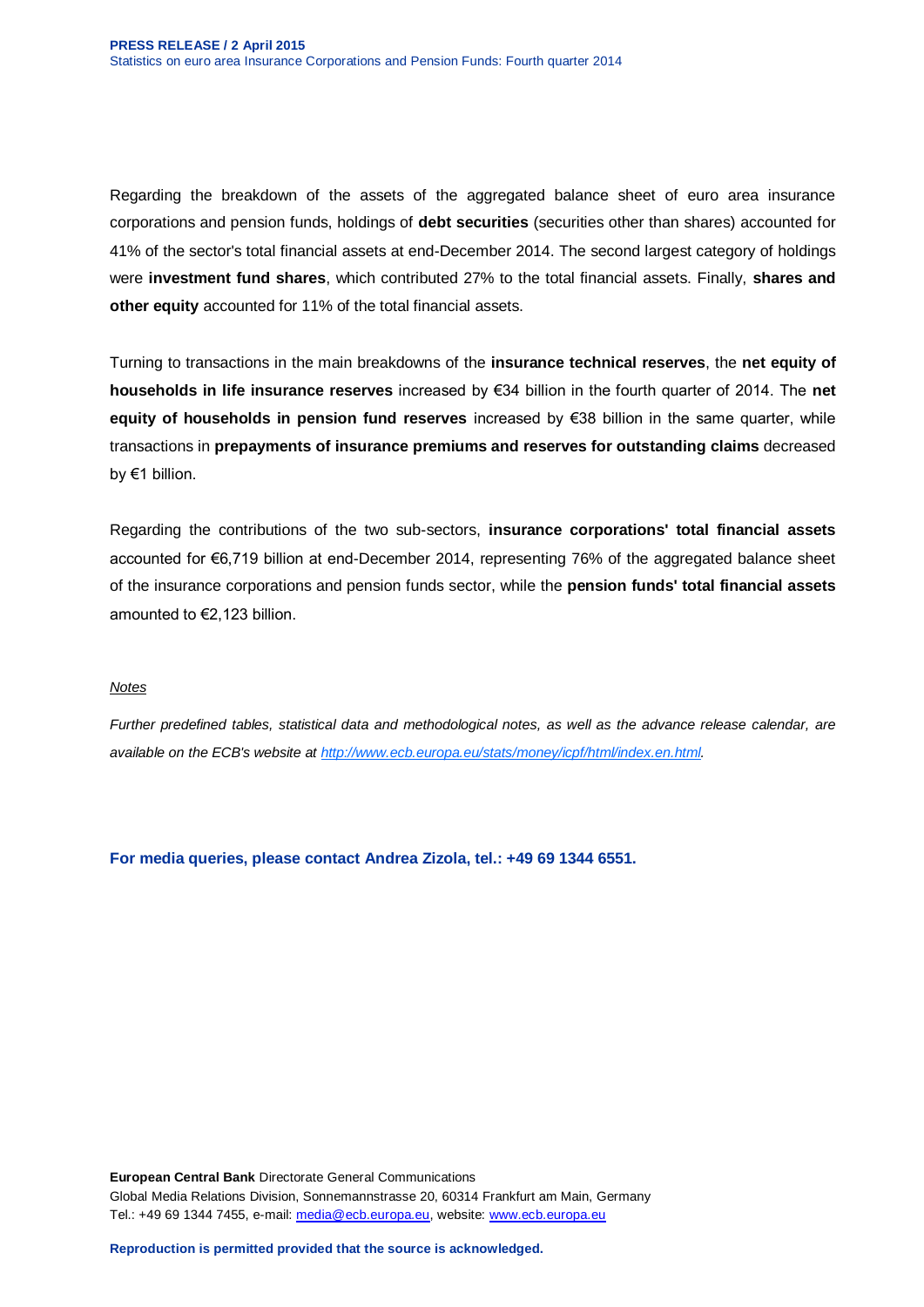Regarding the breakdown of the assets of the aggregated balance sheet of euro area insurance corporations and pension funds, holdings of **debt securities** (securities other than shares) accounted for 41% of the sector's total financial assets at end-December 2014. The second largest category of holdings were **investment fund shares**, which contributed 27% to the total financial assets. Finally, **shares and other equity** accounted for 11% of the total financial assets.

Turning to transactions in the main breakdowns of the **insurance technical reserves**, the **net equity of households in life insurance reserves** increased by €34 billion in the fourth quarter of 2014. The **net equity of households in pension fund reserves** increased by €38 billion in the same quarter, while transactions in **prepayments of insurance premiums and reserves for outstanding claims** decreased by €1 billion.

Regarding the contributions of the two sub-sectors, **insurance corporations' total financial assets** accounted for €6,719 billion at end-December 2014, representing 76% of the aggregated balance sheet of the insurance corporations and pension funds sector, while the **pension funds' total financial assets** amounted to €2,123 billion.

*Notes*

*Further predefined tables, statistical data and methodological notes, as well as the advance release calendar, are available on the ECB's website at [http://www.ecb.europa.eu/stats/money/icpf/html/index.en.html](http://www.ecb.europa.eu/stats/money/icpf/html/index.en.html).*

**For media queries, please contact Andrea Zizola, tel.: +49 69 1344 6551.**

**European Central Bank** Directorate General Communications
Global Media Relations Division, Sonnemannstrasse 20, 60314 Frankfurt am Main, Germany
Tel.: +49 69 1344 7455, e-mail: [media@ecb.europa.eu](mailto:media@ecb.europa.eu), website: [www.ecb.europa.eu](http://www.ecb.europa.eu)

**Reproduction is permitted provided that the source is acknowledged.**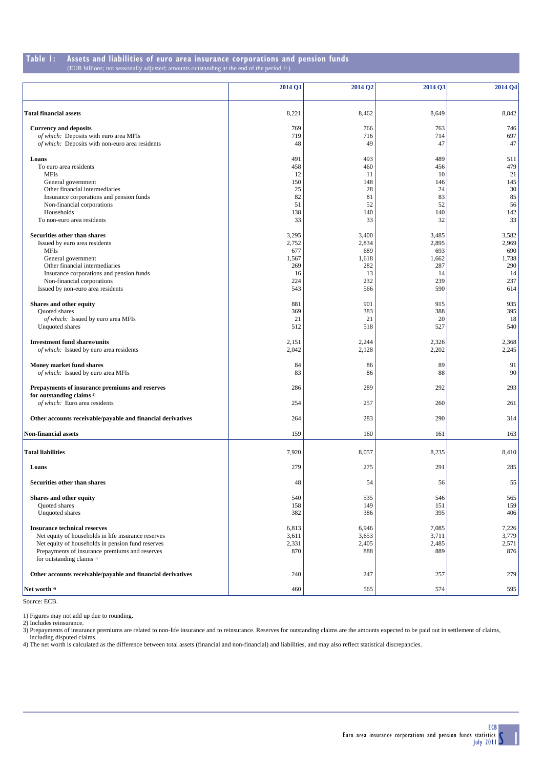## Table 1: Assets and liabilities of euro area insurance corporations and pension funds

(EUR billions; not seasonally adjusted; amounts outstanding at the end of the period [1])

| | 2014 Q1 | 2014 Q2 | 2014 Q3 | 2014 Q4 |
|---|---|---|---|---|
| **Total financial assets** | 8,221 | 8,462 | 8,649 | 8,842 |
| **Currency and deposits** | 769 | 766 | 763 | 746 |
| *of which:* Deposits with euro area MFIs | 719 | 716 | 714 | 697 |
| *of which:* Deposits with non-euro area residents | 48 | 49 | 47 | 47 |
| **Loans** | 491 | 493 | 489 | 511 |
| To euro area residents | 458 | 460 | 456 | 479 |
| MFIs | 12 | 11 | 10 | 21 |
| General government | 150 | 148 | 146 | 145 |
| Other financial intermediaries | 25 | 28 | 24 | 30 |
| Insurance corporations and pension funds | 82 | 81 | 83 | 85 |
| Non-financial corporations | 51 | 52 | 52 | 56 |
| Households | 138 | 140 | 140 | 142 |
| To non-euro area residents | 33 | 33 | 32 | 33 |
| **Securities other than shares** | 3,295 | 3,400 | 3,485 | 3,582 |
| Issued by euro area residents | 2,752 | 2,834 | 2,895 | 2,969 |
| MFIs | 677 | 689 | 693 | 690 |
| General government | 1,567 | 1,618 | 1,662 | 1,738 |
| Other financial intermediaries | 269 | 282 | 287 | 290 |
| Insurance corporations and pension funds | 16 | 13 | 14 | 14 |
| Non-financial corporations | 224 | 232 | 239 | 237 |
| Issued by non-euro area residents | 543 | 566 | 590 | 614 |
| **Shares and other equity** | 881 | 901 | 915 | 935 |
| Quoted shares | 369 | 383 | 388 | 395 |
| *of which:* Issued by euro area MFIs | 21 | 21 | 20 | 18 |
| Unquoted shares | 512 | 518 | 527 | 540 |
| **Investment fund shares/units** | 2,151 | 2,244 | 2,326 | 2,368 |
| *of which:* Issued by euro area residents | 2,042 | 2,128 | 2,202 | 2,245 |
| **Money market fund shares** | 84 | 86 | 89 | 91 |
| *of which:* Issued by euro area MFIs | 83 | 86 | 88 | 90 |
| **Prepayments of insurance premiums and reserves for outstanding claims [2]** | 286 | 289 | 292 | 293 |
| *of which:* Euro area residents | 254 | 257 | 260 | 261 |
| **Other accounts receivable/payable and financial derivatives** | 264 | 283 | 290 | 314 |
| **Non-financial assets** | 159 | 160 | 161 | 163 |
| **Total liabilities** | 7,920 | 8,057 | 8,235 | 8,410 |
| **Loans** | 279 | 275 | 291 | 285 |
| **Securities other than shares** | 48 | 54 | 56 | 55 |
| **Shares and other equity** | 540 | 535 | 546 | 565 |
| Quoted shares | 158 | 149 | 151 | 159 |
| Unquoted shares | 382 | 386 | 395 | 406 |
| **Insurance technical reserves** | 6,813 | 6,946 | 7,085 | 7,226 |
| Net equity of households in life insurance reserves | 3,611 | 3,653 | 3,711 | 3,779 |
| Net equity of households in pension fund reserves | 2,331 | 2,405 | 2,485 | 2,571 |
| Prepayments of insurance premiums and reserves for outstanding claims [3] | 870 | 888 | 889 | 876 |
| **Other accounts receivable/payable and financial derivatives** | 240 | 247 | 257 | 279 |
| **Net worth [4]** | 460 | 565 | 574 | 595 |

Source: ECB.

1) Figures may not add up due to rounding.
2) Includes reinsurance.
3) Prepayments of insurance premiums are related to non-life insurance and to reinsurance. Reserves for outstanding claims are the amounts expected to be paid out in settlement of claims, including disputed claims.
4) The net worth is calculated as the difference between total assets (financial and non-financial) and liabilities, and may also reflect statistical discrepancies.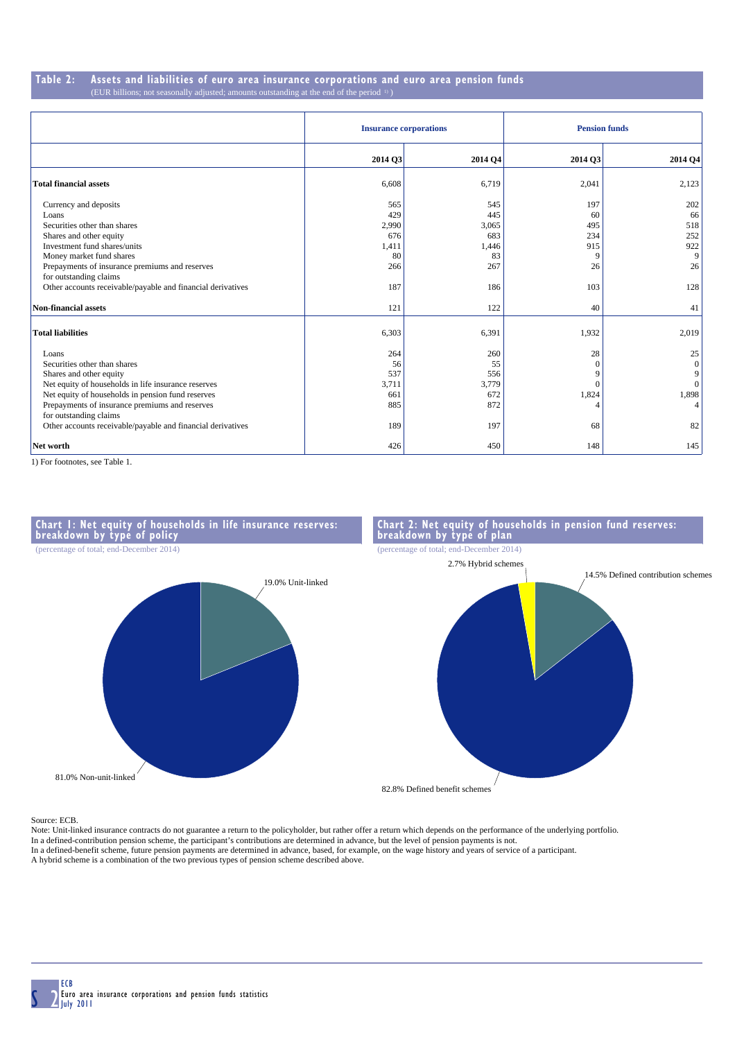## Table 2: Assets and liabilities of euro area insurance corporations and euro area pension funds

(EUR billions; not seasonally adjusted; amounts outstanding at the end of the period [1])

| | Insurance corporations | | Pension funds | |
|---|---|---|---|---|
| | 2014 Q3 | 2014 Q4 | 2014 Q3 | 2014 Q4 |
| **Total financial assets** | 6,608 | 6,719 | 2,041 | 2,123 |
| Currency and deposits | 565 | 545 | 197 | 202 |
| Loans | 429 | 445 | 60 | 66 |
| Securities other than shares | 2,990 | 3,065 | 495 | 518 |
| Shares and other equity | 676 | 683 | 234 | 252 |
| Investment fund shares/units | 1,411 | 1,446 | 915 | 922 |
| Money market fund shares | 80 | 83 | 9 | 9 |
| Prepayments of insurance premiums and reserves for outstanding claims | 266 | 267 | 26 | 26 |
| Other accounts receivable/payable and financial derivatives | 187 | 186 | 103 | 128 |
| **Non-financial assets** | 121 | 122 | 40 | 41 |
| **Total liabilities** | 6,303 | 6,391 | 1,932 | 2,019 |
| Loans | 264 | 260 | 28 | 25 |
| Securities other than shares | 56 | 55 | 0 | 0 |
| Shares and other equity | 537 | 556 | 9 | 9 |
| Net equity of households in life insurance reserves | 3,711 | 3,779 | 0 | 0 |
| Net equity of households in pension fund reserves | 661 | 672 | 1,824 | 1,898 |
| Prepayments of insurance premiums and reserves for outstanding claims | 885 | 872 | 4 | 4 |
| Other accounts receivable/payable and financial derivatives | 189 | 197 | 68 | 82 |
| **Net worth** | 426 | 450 | 148 | 145 |

1) For footnotes, see Table 1.

## Chart 1: Net equity of households in life insurance reserves: breakdown by type of policy

(percentage of total; end-December 2014)

19.0% Unit-linked

81.0% Non-unit-linked

## Chart 2: Net equity of households in pension fund reserves: breakdown by type of plan

(percentage of total; end-December 2014)

2.7% Hybrid schemes

14.5% Defined contribution schemes

82.8% Defined benefit schemes

Source: ECB.

Note: Unit-linked insurance contracts do not guarantee a return to the policyholder, but rather offer a return which depends on the performance of the underlying portfolio.
In a defined-contribution pension scheme, the participant's contributions are determined in advance, but the level of pension payments is not.
In a defined-benefit scheme, future pension payments are determined in advance, based, for example, on the wage history and years of service of a participant.
A hybrid scheme is a combination of the two previous types of pension scheme described above.